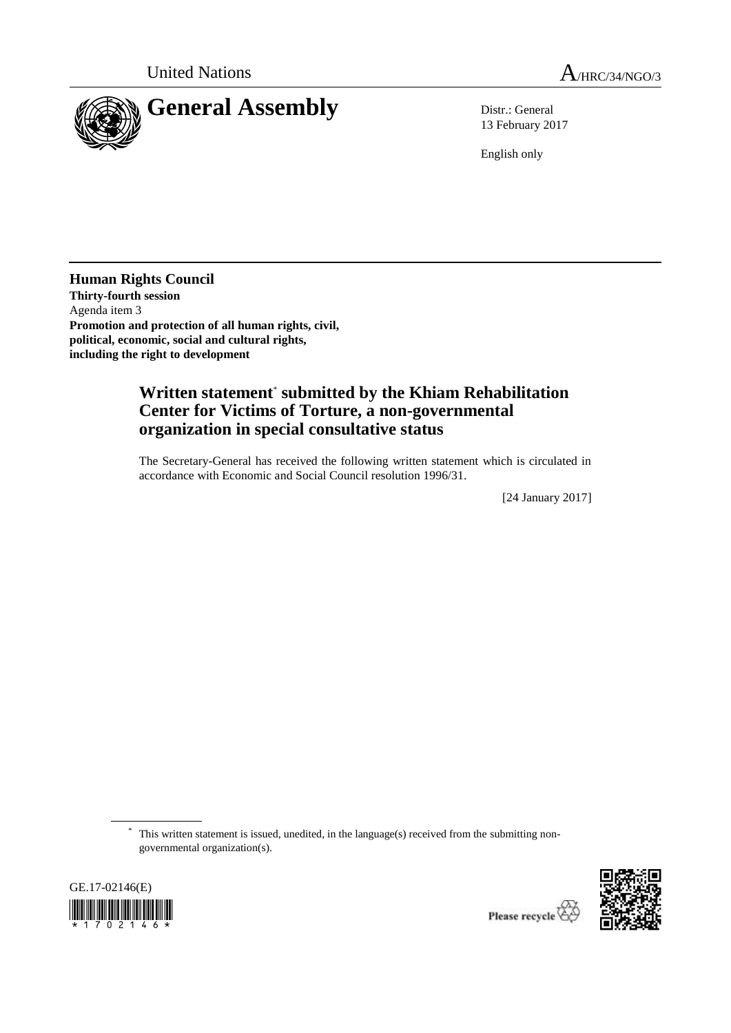United Nations A/HRC/34/NGO/3

# General Assembly

Distr.: General
13 February 2017

English only

**Human Rights Council**
**Thirty-fourth session**
Agenda item 3
**Promotion and protection of all human rights, civil, political, economic, social and cultural rights, including the right to development**

## Written statement* submitted by the Khiam Rehabilitation Center for Victims of Torture, a non-governmental organization in special consultative status

The Secretary-General has received the following written statement which is circulated in accordance with Economic and Social Council resolution 1996/31.

[24 January 2017]

\* This written statement is issued, unedited, in the language(s) received from the submitting non-governmental organization(s).

GE.17-02146(E)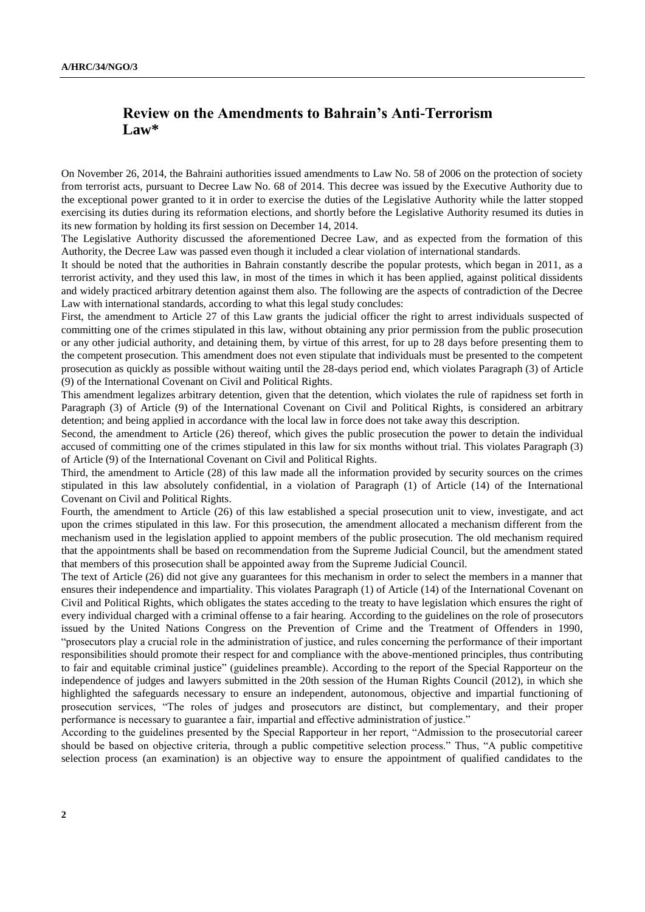## Review on the Amendments to Bahrain's Anti-Terrorism Law*

On November 26, 2014, the Bahraini authorities issued amendments to Law No. 58 of 2006 on the protection of society from terrorist acts, pursuant to Decree Law No. 68 of 2014. This decree was issued by the Executive Authority due to the exceptional power granted to it in order to exercise the duties of the Legislative Authority while the latter stopped exercising its duties during its reformation elections, and shortly before the Legislative Authority resumed its duties in its new formation by holding its first session on December 14, 2014.

The Legislative Authority discussed the aforementioned Decree Law, and as expected from the formation of this Authority, the Decree Law was passed even though it included a clear violation of international standards.

It should be noted that the authorities in Bahrain constantly describe the popular protests, which began in 2011, as a terrorist activity, and they used this law, in most of the times in which it has been applied, against political dissidents and widely practiced arbitrary detention against them also. The following are the aspects of contradiction of the Decree Law with international standards, according to what this legal study concludes:

First, the amendment to Article 27 of this Law grants the judicial officer the right to arrest individuals suspected of committing one of the crimes stipulated in this law, without obtaining any prior permission from the public prosecution or any other judicial authority, and detaining them, by virtue of this arrest, for up to 28 days before presenting them to the competent prosecution. This amendment does not even stipulate that individuals must be presented to the competent prosecution as quickly as possible without waiting until the 28-days period end, which violates Paragraph (3) of Article (9) of the International Covenant on Civil and Political Rights.

This amendment legalizes arbitrary detention, given that the detention, which violates the rule of rapidness set forth in Paragraph (3) of Article (9) of the International Covenant on Civil and Political Rights, is considered an arbitrary detention; and being applied in accordance with the local law in force does not take away this description.

Second, the amendment to Article (26) thereof, which gives the public prosecution the power to detain the individual accused of committing one of the crimes stipulated in this law for six months without trial. This violates Paragraph (3) of Article (9) of the International Covenant on Civil and Political Rights.

Third, the amendment to Article (28) of this law made all the information provided by security sources on the crimes stipulated in this law absolutely confidential, in a violation of Paragraph (1) of Article (14) of the International Covenant on Civil and Political Rights.

Fourth, the amendment to Article (26) of this law established a special prosecution unit to view, investigate, and act upon the crimes stipulated in this law. For this prosecution, the amendment allocated a mechanism different from the mechanism used in the legislation applied to appoint members of the public prosecution. The old mechanism required that the appointments shall be based on recommendation from the Supreme Judicial Council, but the amendment stated that members of this prosecution shall be appointed away from the Supreme Judicial Council.

The text of Article (26) did not give any guarantees for this mechanism in order to select the members in a manner that ensures their independence and impartiality. This violates Paragraph (1) of Article (14) of the International Covenant on Civil and Political Rights, which obligates the states acceding to the treaty to have legislation which ensures the right of every individual charged with a criminal offense to a fair hearing. According to the guidelines on the role of prosecutors issued by the United Nations Congress on the Prevention of Crime and the Treatment of Offenders in 1990, "prosecutors play a crucial role in the administration of justice, and rules concerning the performance of their important responsibilities should promote their respect for and compliance with the above-mentioned principles, thus contributing to fair and equitable criminal justice" (guidelines preamble). According to the report of the Special Rapporteur on the independence of judges and lawyers submitted in the 20th session of the Human Rights Council (2012), in which she highlighted the safeguards necessary to ensure an independent, autonomous, objective and impartial functioning of prosecution services, "The roles of judges and prosecutors are distinct, but complementary, and their proper performance is necessary to guarantee a fair, impartial and effective administration of justice."

According to the guidelines presented by the Special Rapporteur in her report, "Admission to the prosecutorial career should be based on objective criteria, through a public competitive selection process." Thus, "A public competitive selection process (an examination) is an objective way to ensure the appointment of qualified candidates to the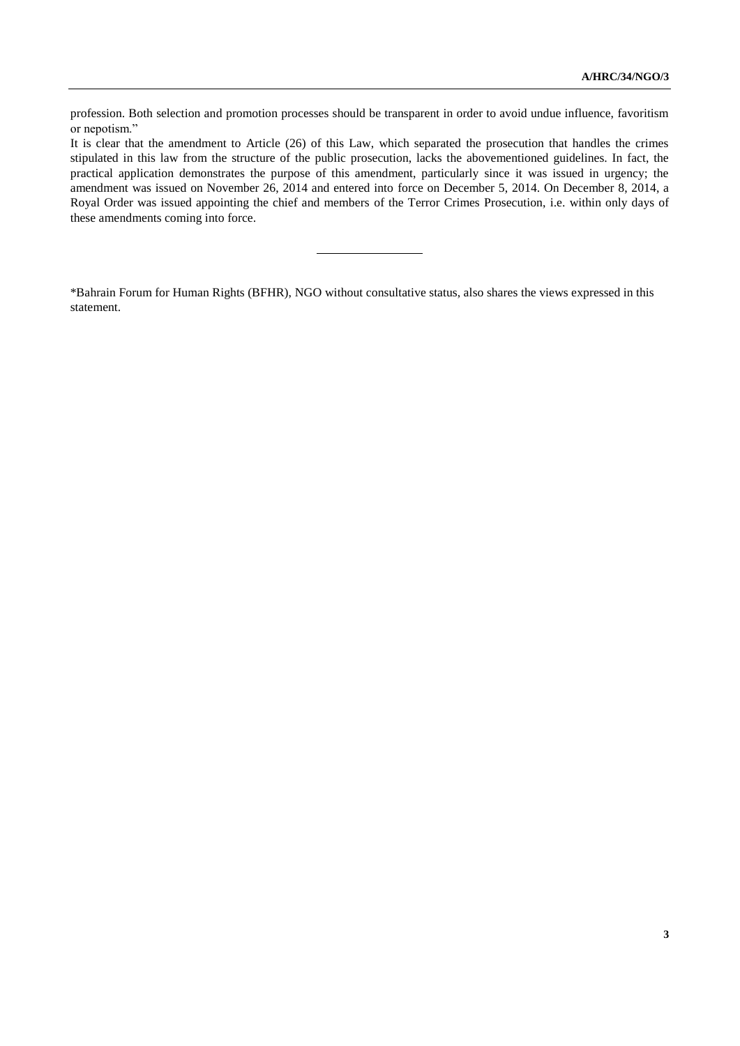profession. Both selection and promotion processes should be transparent in order to avoid undue influence, favoritism or nepotism."

It is clear that the amendment to Article (26) of this Law, which separated the prosecution that handles the crimes stipulated in this law from the structure of the public prosecution, lacks the abovementioned guidelines. In fact, the practical application demonstrates the purpose of this amendment, particularly since it was issued in urgency; the amendment was issued on November 26, 2014 and entered into force on December 5, 2014. On December 8, 2014, a Royal Order was issued appointing the chief and members of the Terror Crimes Prosecution, i.e. within only days of these amendments coming into force.

---

*Bahrain Forum for Human Rights (BFHR), NGO without consultative status, also shares the views expressed in this statement.